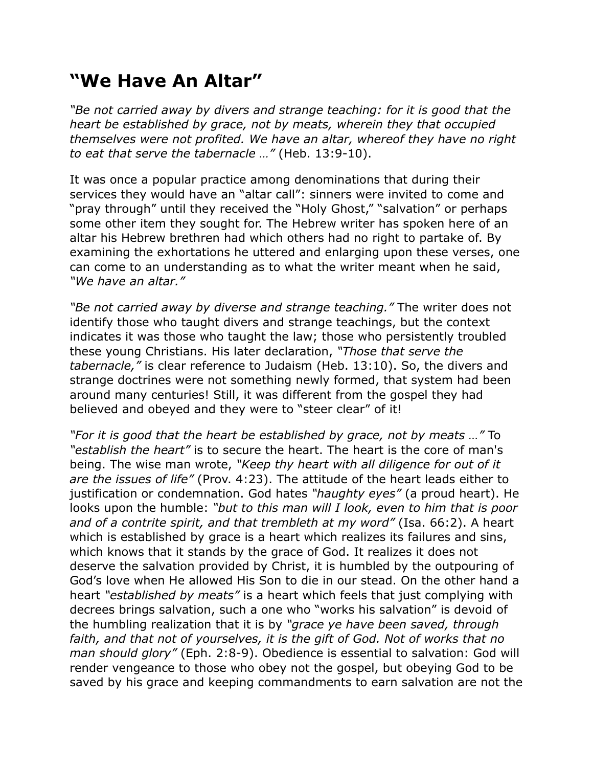# "We Have An Altar"

*"Be not carried away by divers and strange teaching: for it is good that the heart be established by grace, not by meats, wherein they that occupied themselves were not profited. We have an altar, whereof they have no right to eat that serve the tabernacle …"* (Heb. 13:9-10).

It was once a popular practice among denominations that during their services they would have an "altar call": sinners were invited to come and "pray through" until they received the "Holy Ghost," "salvation" or perhaps some other item they sought for. The Hebrew writer has spoken here of an altar his Hebrew brethren had which others had no right to partake of. By examining the exhortations he uttered and enlarging upon these verses, one can come to an understanding as to what the writer meant when he said, *"We have an altar."*

*"Be not carried away by diverse and strange teaching."* The writer does not identify those who taught divers and strange teachings, but the context indicates it was those who taught the law; those who persistently troubled these young Christians. His later declaration, *"Those that serve the tabernacle,"* is clear reference to Judaism (Heb. 13:10). So, the divers and strange doctrines were not something newly formed, that system had been around many centuries! Still, it was different from the gospel they had believed and obeyed and they were to "steer clear" of it!

*"For it is good that the heart be established by grace, not by meats …"* To *"establish the heart"* is to secure the heart. The heart is the core of man's being. The wise man wrote, *"Keep thy heart with all diligence for out of it are the issues of life"* (Prov. 4:23). The attitude of the heart leads either to justification or condemnation. God hates *"haughty eyes"* (a proud heart). He looks upon the humble: *"but to this man will I look, even to him that is poor and of a contrite spirit, and that trembleth at my word"* (Isa. 66:2). A heart which is established by grace is a heart which realizes its failures and sins, which knows that it stands by the grace of God. It realizes it does not deserve the salvation provided by Christ, it is humbled by the outpouring of God's love when He allowed His Son to die in our stead. On the other hand a heart *"established by meats"* is a heart which feels that just complying with decrees brings salvation, such a one who "works his salvation" is devoid of the humbling realization that it is by *"grace ye have been saved, through faith, and that not of yourselves, it is the gift of God. Not of works that no man should glory"* (Eph. 2:8-9). Obedience is essential to salvation: God will render vengeance to those who obey not the gospel, but obeying God to be saved by his grace and keeping commandments to earn salvation are not the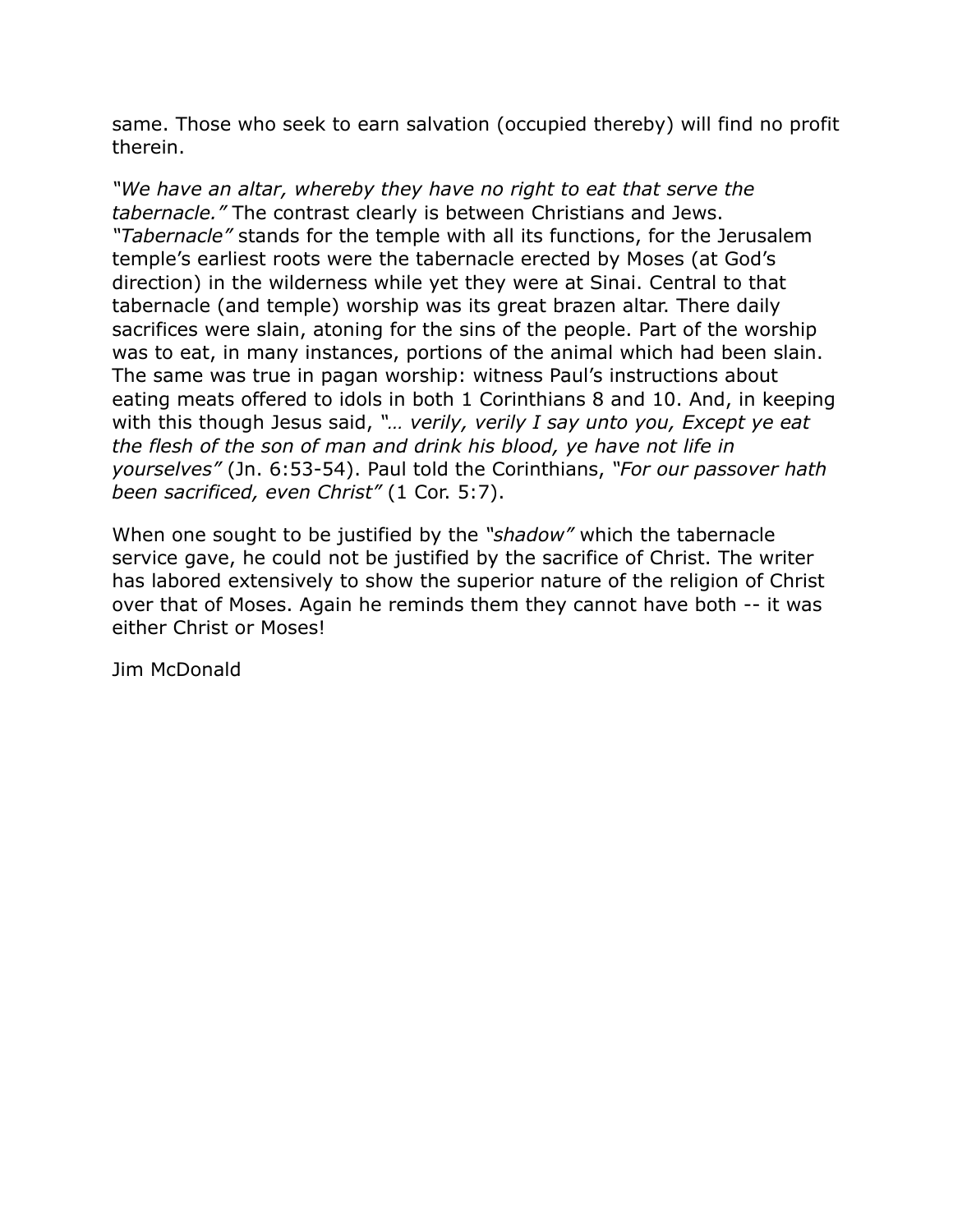same. Those who seek to earn salvation (occupied thereby) will find no profit therein.

*"We have an altar, whereby they have no right to eat that serve the tabernacle."* The contrast clearly is between Christians and Jews. *"Tabernacle"* stands for the temple with all its functions, for the Jerusalem temple's earliest roots were the tabernacle erected by Moses (at God's direction) in the wilderness while yet they were at Sinai. Central to that tabernacle (and temple) worship was its great brazen altar. There daily sacrifices were slain, atoning for the sins of the people. Part of the worship was to eat, in many instances, portions of the animal which had been slain. The same was true in pagan worship: witness Paul's instructions about eating meats offered to idols in both 1 Corinthians 8 and 10. And, in keeping with this though Jesus said, *"… verily, verily I say unto you, Except ye eat the flesh of the son of man and drink his blood, ye have not life in yourselves"* (Jn. 6:53-54). Paul told the Corinthians, *"For our passover hath been sacrificed, even Christ"* (1 Cor. 5:7).

When one sought to be justified by the *"shadow"* which the tabernacle service gave, he could not be justified by the sacrifice of Christ. The writer has labored extensively to show the superior nature of the religion of Christ over that of Moses. Again he reminds them they cannot have both -- it was either Christ or Moses!

Jim McDonald